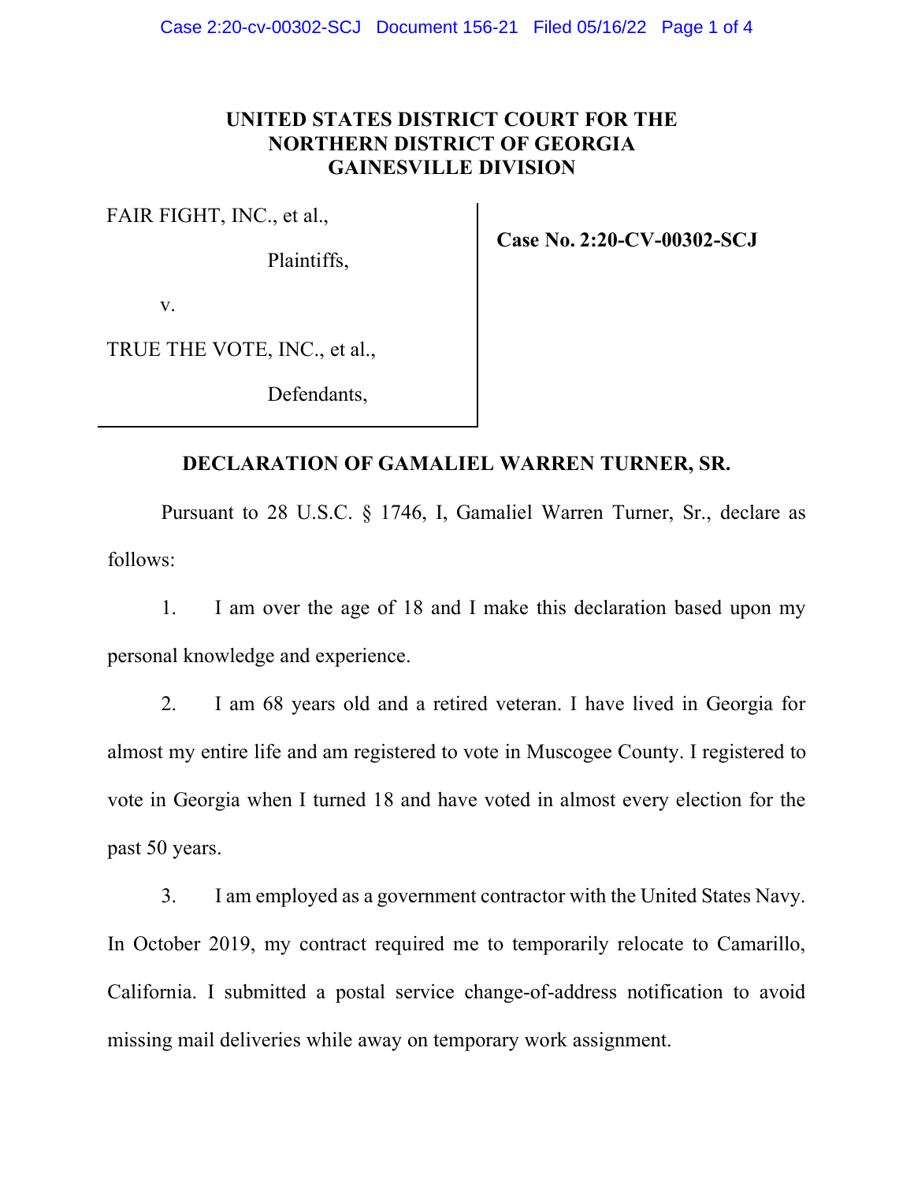**UNITED STATES DISTRICT COURT FOR THE NORTHERN DISTRICT OF GEORGIA GAINESVILLE DIVISION**

| | |
|---|---|
| FAIR FIGHT, INC., et al.,<br><br>Plaintiffs,<br><br>v.<br><br>TRUE THE VOTE, INC., et al.,<br><br>Defendants, | **Case No. 2:20-CV-00302-SCJ** |

**DECLARATION OF GAMALIEL WARREN TURNER, SR.**

Pursuant to 28 U.S.C. § 1746, I, Gamaliel Warren Turner, Sr., declare as follows:

1. I am over the age of 18 and I make this declaration based upon my personal knowledge and experience.

2. I am 68 years old and a retired veteran. I have lived in Georgia for almost my entire life and am registered to vote in Muscogee County. I registered to vote in Georgia when I turned 18 and have voted in almost every election for the past 50 years.

3. I am employed as a government contractor with the United States Navy. In October 2019, my contract required me to temporarily relocate to Camarillo, California. I submitted a postal service change-of-address notification to avoid missing mail deliveries while away on temporary work assignment.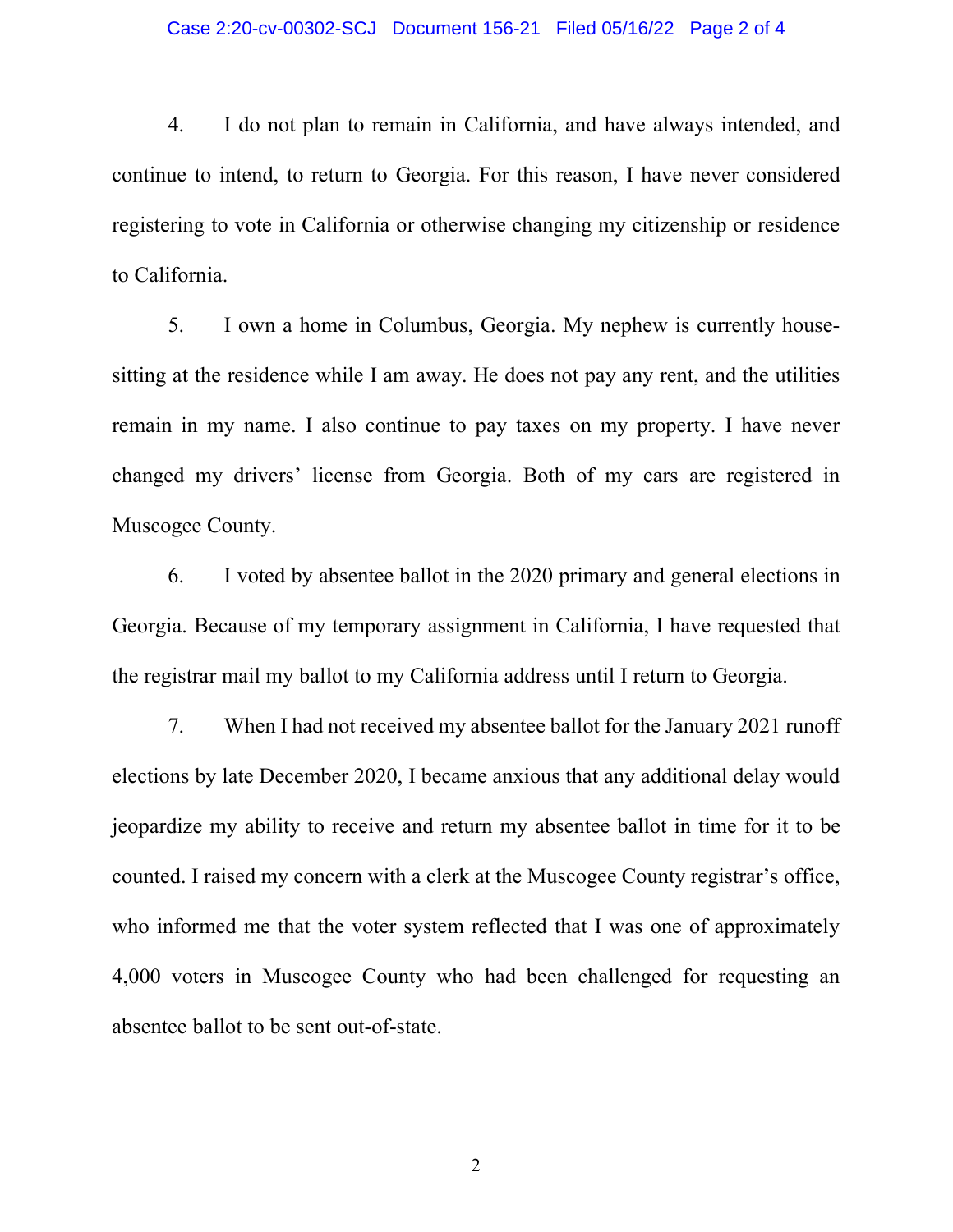4. I do not plan to remain in California, and have always intended, and continue to intend, to return to Georgia. For this reason, I have never considered registering to vote in California or otherwise changing my citizenship or residence to California.

5. I own a home in Columbus, Georgia. My nephew is currently house-sitting at the residence while I am away. He does not pay any rent, and the utilities remain in my name. I also continue to pay taxes on my property. I have never changed my drivers' license from Georgia. Both of my cars are registered in Muscogee County.

6. I voted by absentee ballot in the 2020 primary and general elections in Georgia. Because of my temporary assignment in California, I have requested that the registrar mail my ballot to my California address until I return to Georgia.

7. When I had not received my absentee ballot for the January 2021 runoff elections by late December 2020, I became anxious that any additional delay would jeopardize my ability to receive and return my absentee ballot in time for it to be counted. I raised my concern with a clerk at the Muscogee County registrar's office, who informed me that the voter system reflected that I was one of approximately 4,000 voters in Muscogee County who had been challenged for requesting an absentee ballot to be sent out-of-state.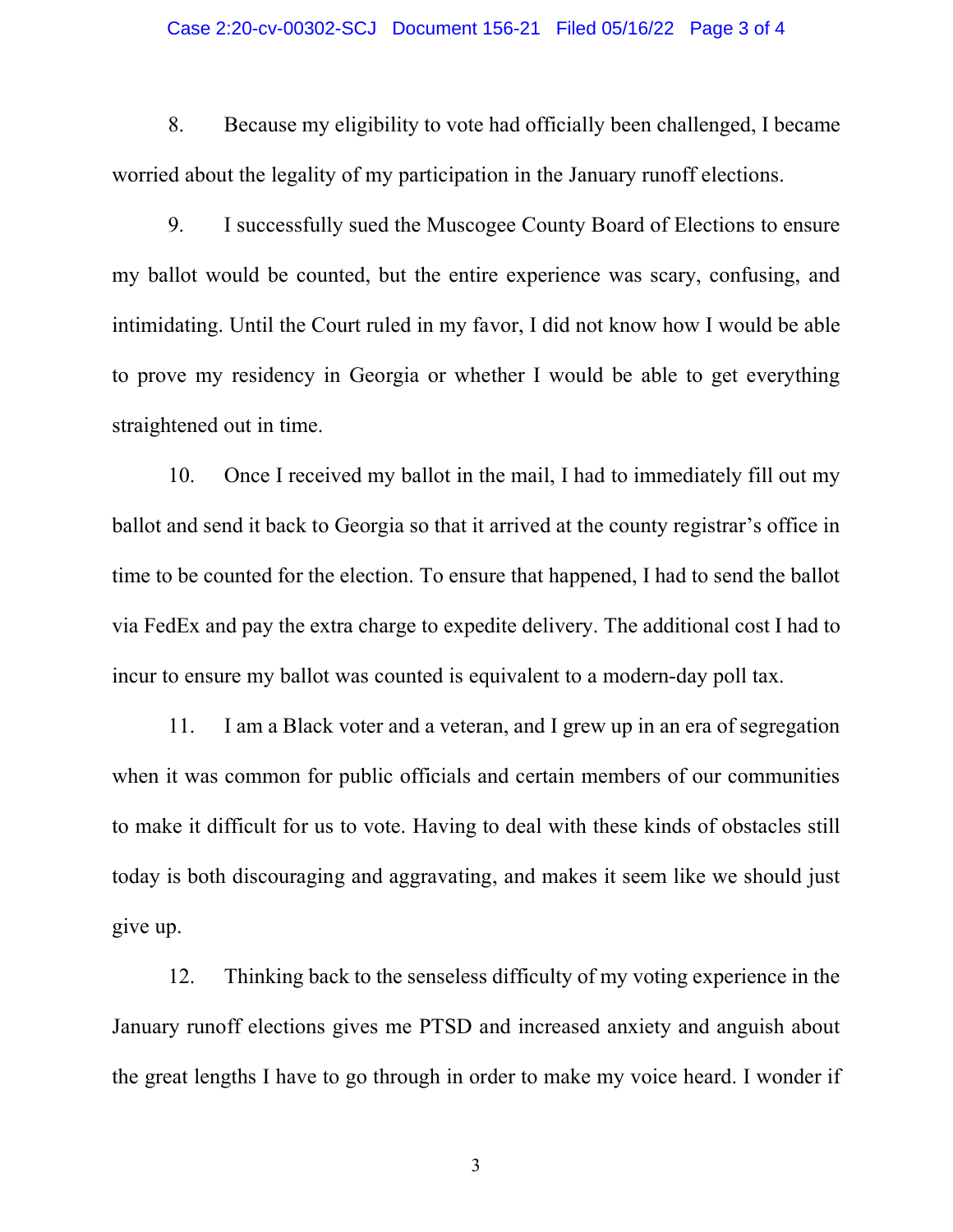8. Because my eligibility to vote had officially been challenged, I became worried about the legality of my participation in the January runoff elections.

9. I successfully sued the Muscogee County Board of Elections to ensure my ballot would be counted, but the entire experience was scary, confusing, and intimidating. Until the Court ruled in my favor, I did not know how I would be able to prove my residency in Georgia or whether I would be able to get everything straightened out in time.

10. Once I received my ballot in the mail, I had to immediately fill out my ballot and send it back to Georgia so that it arrived at the county registrar's office in time to be counted for the election. To ensure that happened, I had to send the ballot via FedEx and pay the extra charge to expedite delivery. The additional cost I had to incur to ensure my ballot was counted is equivalent to a modern-day poll tax.

11. I am a Black voter and a veteran, and I grew up in an era of segregation when it was common for public officials and certain members of our communities to make it difficult for us to vote. Having to deal with these kinds of obstacles still today is both discouraging and aggravating, and makes it seem like we should just give up.

12. Thinking back to the senseless difficulty of my voting experience in the January runoff elections gives me PTSD and increased anxiety and anguish about the great lengths I have to go through in order to make my voice heard. I wonder if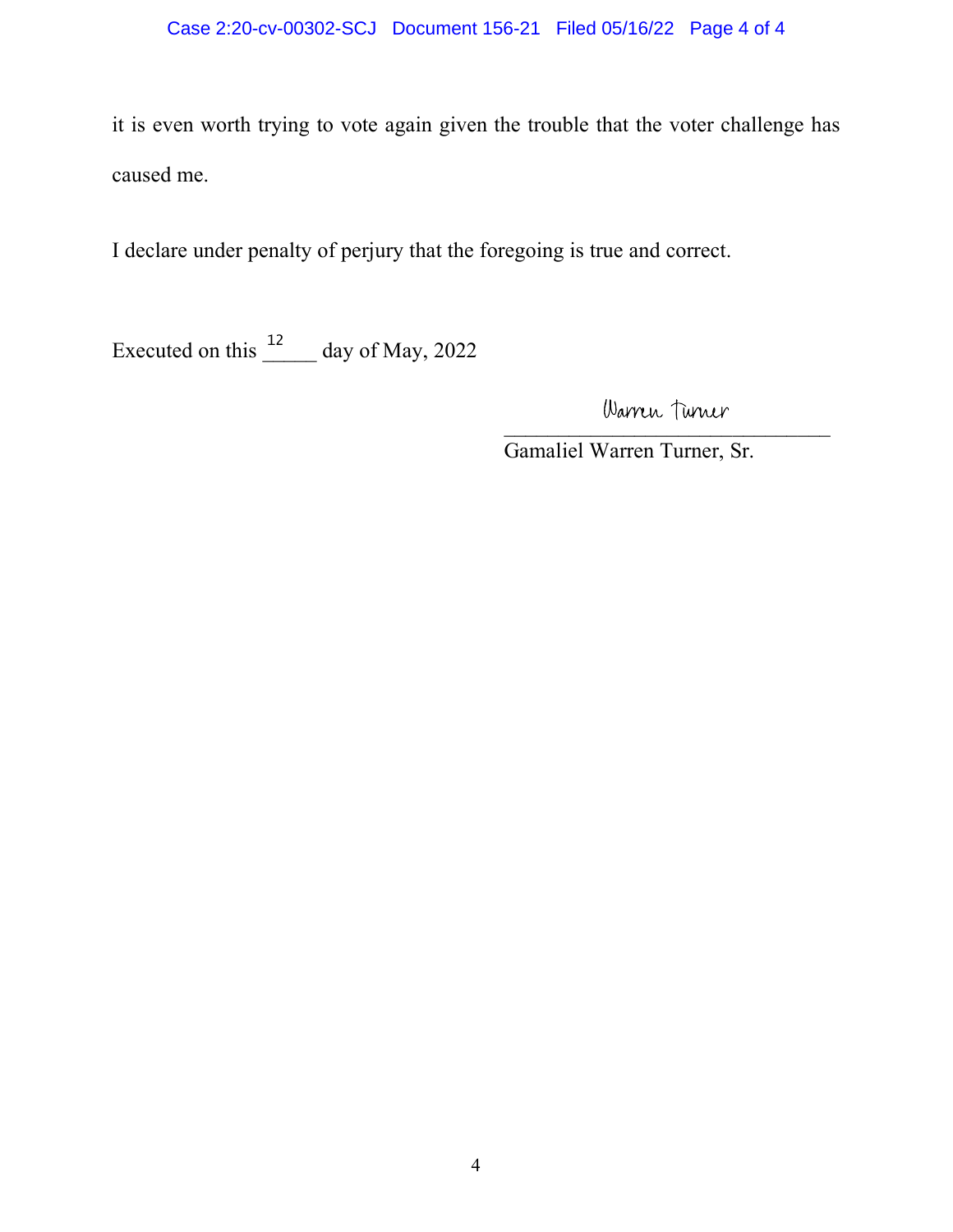it is even worth trying to vote again given the trouble that the voter challenge has caused me.

I declare under penalty of perjury that the foregoing is true and correct.

Executed on this 12 day of May, 2022

Warren Turner

Gamaliel Warren Turner, Sr.